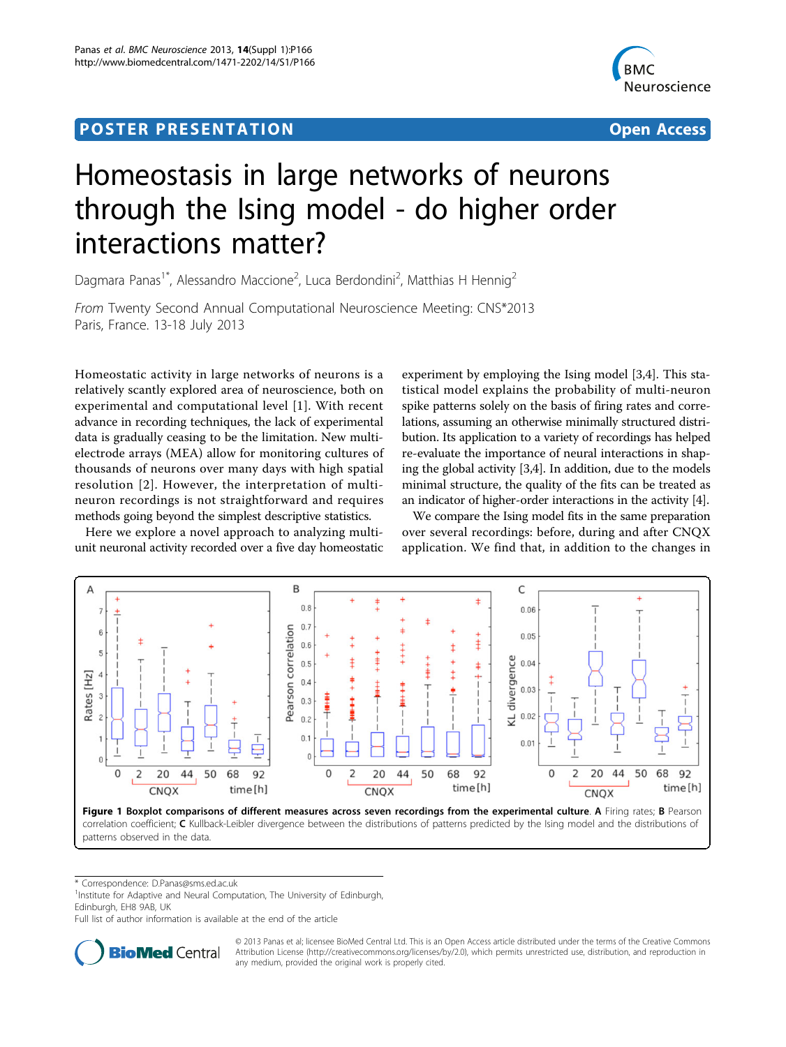**POSTER PRESENTATION** **Open Access**

# Homeostasis in large networks of neurons through the Ising model - do higher order interactions matter?

Dagmara Panas[1*], Alessandro Maccione[2], Luca Berdondini[2], Matthias H Hennig[2]

*From* Twenty Second Annual Computational Neuroscience Meeting: CNS*2013
Paris, France. 13-18 July 2013

Homeostatic activity in large networks of neurons is a relatively scantly explored area of neuroscience, both on experimental and computational level [1]. With recent advance in recording techniques, the lack of experimental data is gradually ceasing to be the limitation. New multi-electrode arrays (MEA) allow for monitoring cultures of thousands of neurons over many days with high spatial resolution [2]. However, the interpretation of multi-neuron recordings is not straightforward and requires methods going beyond the simplest descriptive statistics.

Here we explore a novel approach to analyzing multi-unit neuronal activity recorded over a five day homeostatic experiment by employing the Ising model [3,4]. This statistical model explains the probability of multi-neuron spike patterns solely on the basis of firing rates and correlations, assuming an otherwise minimally structured distribution. Its application to a variety of recordings has helped re-evaluate the importance of neural interactions in shaping the global activity [3,4]. In addition, due to the models minimal structure, the quality of the fits can be treated as an indicator of higher-order interactions in the activity [4].

We compare the Ising model fits in the same preparation over several recordings: before, during and after CNQX application. We find that, in addition to the changes in

**Figure 1 Boxplot comparisons of different measures across seven recordings from the experimental culture. A** Firing rates; **B** Pearson correlation coefficient; **C** Kullback-Leibler divergence between the distributions of patterns predicted by the Ising model and the distributions of patterns observed in the data.

\* Correspondence: D.Panas@sms.ed.ac.uk
[1]Institute for Adaptive and Neural Computation, The University of Edinburgh, Edinburgh, EH8 9AB, UK
Full list of author information is available at the end of the article

© 2013 Panas et al; licensee BioMed Central Ltd. This is an Open Access article distributed under the terms of the Creative Commons Attribution License (http://creativecommons.org/licenses/by/2.0), which permits unrestricted use, distribution, and reproduction in any medium, provided the original work is properly cited.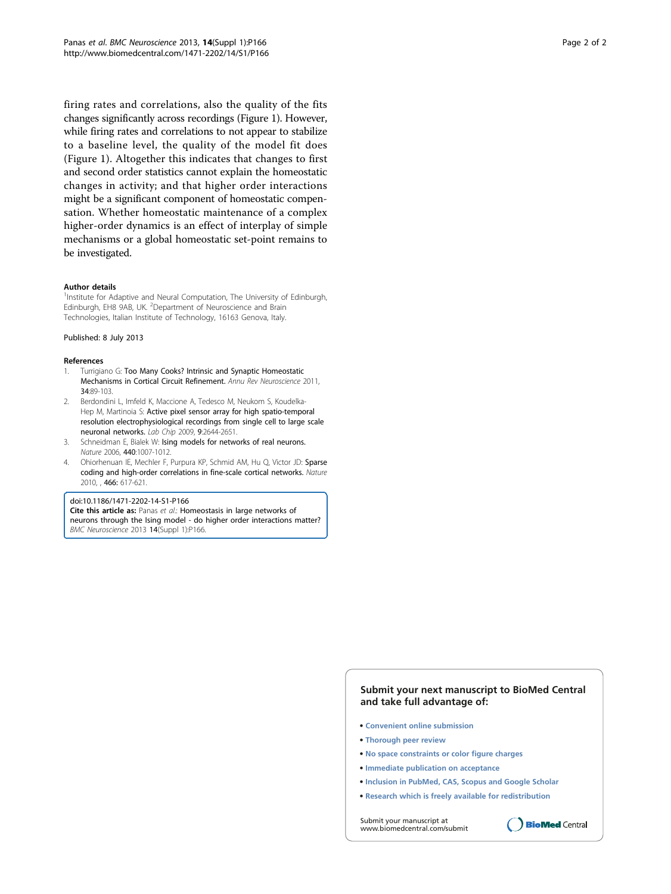firing rates and correlations, also the quality of the fits changes significantly across recordings (Figure 1). However, while firing rates and correlations to not appear to stabilize to a baseline level, the quality of the model fit does (Figure 1). Altogether this indicates that changes to first and second order statistics cannot explain the homeostatic changes in activity; and that higher order interactions might be a significant component of homeostatic compensation. Whether homeostatic maintenance of a complex higher-order dynamics is an effect of interplay of simple mechanisms or a global homeostatic set-point remains to be investigated.

#### Author details

[1]Institute for Adaptive and Neural Computation, The University of Edinburgh, Edinburgh, EH8 9AB, UK. [2]Department of Neuroscience and Brain Technologies, Italian Institute of Technology, 16163 Genova, Italy.

Published: 8 July 2013

#### References

1. Turrigiano G: **Too Many Cooks? Intrinsic and Synaptic Homeostatic Mechanisms in Cortical Circuit Refinement.** *Annu Rev Neuroscience* 2011, **34**:89-103.
2. Berdondini L, Imfeld K, Maccione A, Tedesco M, Neukom S, Koudelka-Hep M, Martinoia S: **Active pixel sensor array for high spatio-temporal resolution electrophysiological recordings from single cell to large scale neuronal networks.** *Lab Chip* 2009, **9**:2644-2651.
3. Schneidman E, Bialek W: **Ising models for networks of real neurons.** *Nature* 2006, **440**:1007-1012.
4. Ohiorhenuan IE, Mechler F, Purpura KP, Schmid AM, Hu Q, Victor JD: **Sparse coding and high-order correlations in fine-scale cortical networks.** *Nature* 2010, , **466**: 617-621.

doi:10.1186/1471-2202-14-S1-P166
**Cite this article as:** Panas *et al.*: Homeostasis in large networks of neurons through the Ising model - do higher order interactions matter? *BMC Neuroscience* 2013 **14**(Suppl 1):P166.

**Submit your next manuscript to BioMed Central and take full advantage of:**

- Convenient online submission
- Thorough peer review
- No space constraints or color figure charges
- Immediate publication on acceptance
- Inclusion in PubMed, CAS, Scopus and Google Scholar
- Research which is freely available for redistribution

Submit your manuscript at www.biomedcentral.com/submit

BioMed Central